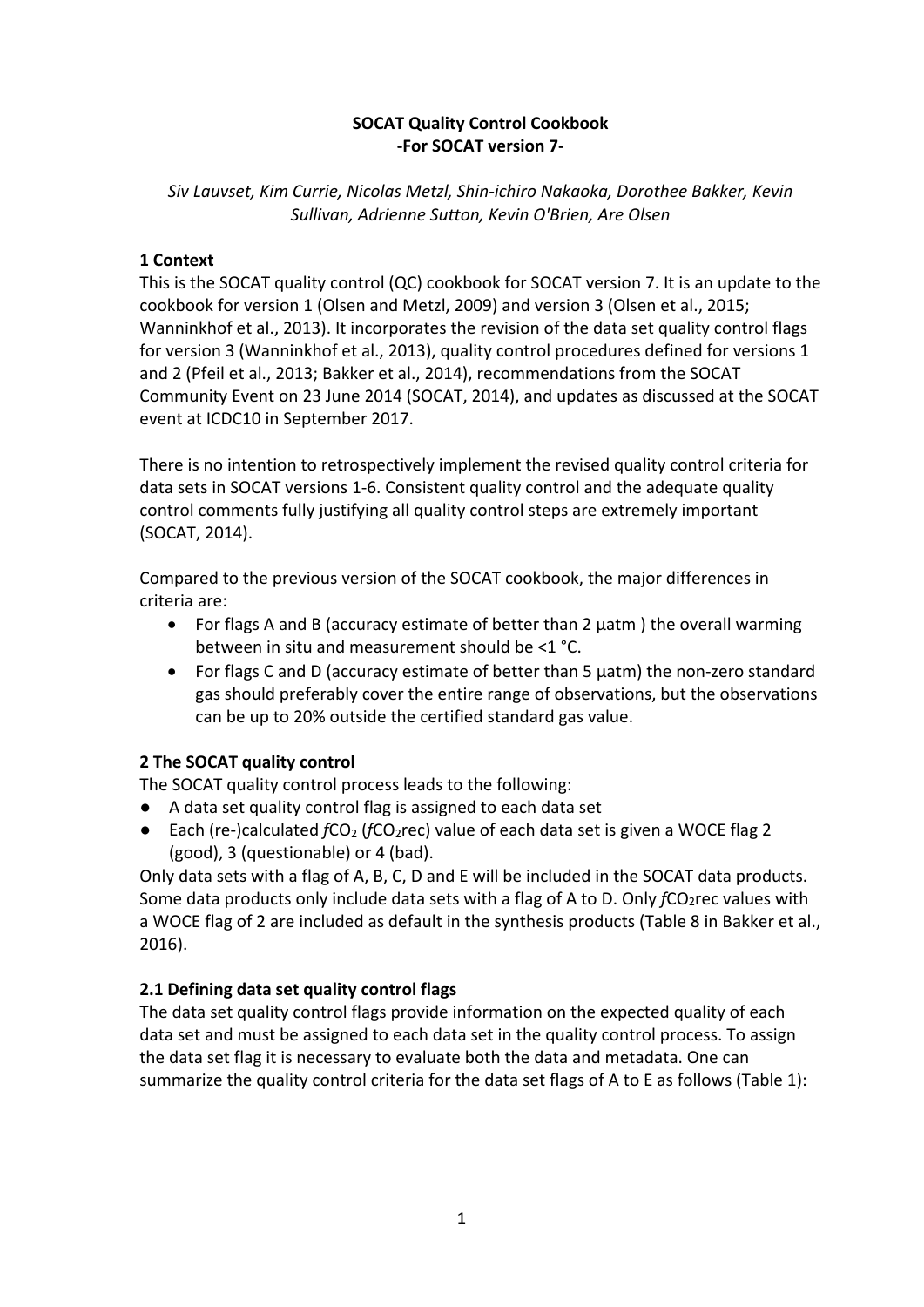# SOCAT Quality Control Cookbook
## -For SOCAT version 7-

*Siv Lauvset, Kim Currie, Nicolas Metzl, Shin-ichiro Nakaoka, Dorothee Bakker, Kevin Sullivan, Adrienne Sutton, Kevin O'Brien, Are Olsen*

## 1 Context

This is the SOCAT quality control (QC) cookbook for SOCAT version 7. It is an update to the cookbook for version 1 (Olsen and Metzl, 2009) and version 3 (Olsen et al., 2015; Wanninkhof et al., 2013). It incorporates the revision of the data set quality control flags for version 3 (Wanninkhof et al., 2013), quality control procedures defined for versions 1 and 2 (Pfeil et al., 2013; Bakker et al., 2014), recommendations from the SOCAT Community Event on 23 June 2014 (SOCAT, 2014), and updates as discussed at the SOCAT event at ICDC10 in September 2017.

There is no intention to retrospectively implement the revised quality control criteria for data sets in SOCAT versions 1-6. Consistent quality control and the adequate quality control comments fully justifying all quality control steps are extremely important (SOCAT, 2014).

Compared to the previous version of the SOCAT cookbook, the major differences in criteria are:

- For flags A and B (accuracy estimate of better than 2 µatm ) the overall warming between in situ and measurement should be <1 °C.
- For flags C and D (accuracy estimate of better than 5 µatm) the non-zero standard gas should preferably cover the entire range of observations, but the observations can be up to 20% outside the certified standard gas value.

## 2 The SOCAT quality control

The SOCAT quality control process leads to the following:

- A data set quality control flag is assigned to each data set
- Each (re-)calculated $fCO_2$ ($fCO_2$rec) value of each data set is given a WOCE flag 2 (good), 3 (questionable) or 4 (bad).

Only data sets with a flag of A, B, C, D and E will be included in the SOCAT data products. Some data products only include data sets with a flag of A to D. Only $fCO_2$rec values with a WOCE flag of 2 are included as default in the synthesis products (Table 8 in Bakker et al., 2016).

### 2.1 Defining data set quality control flags

The data set quality control flags provide information on the expected quality of each data set and must be assigned to each data set in the quality control process. To assign the data set flag it is necessary to evaluate both the data and metadata. One can summarize the quality control criteria for the data set flags of A to E as follows (Table 1):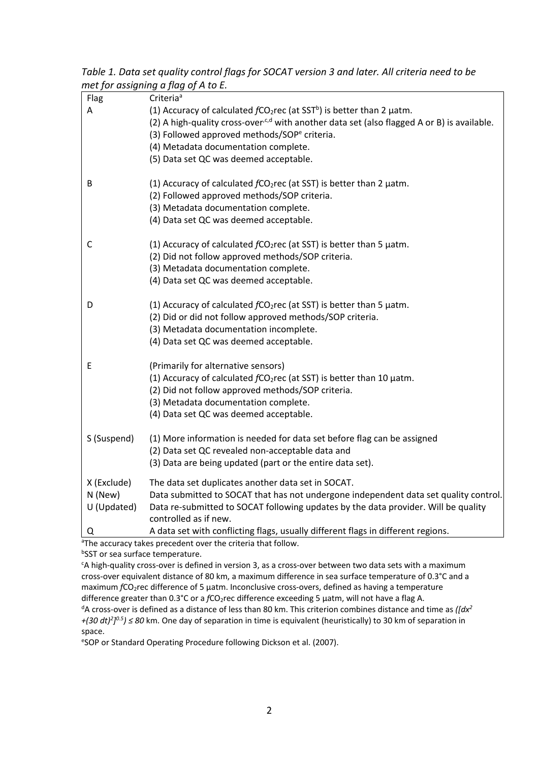*Table 1. Data set quality control flags for SOCAT version 3 and later. All criteria need to be met for assigning a flag of A to E.*

| Flag | Criteria[a] |
| --- | --- |
| A | (1) Accuracy of calculated $fCO_2$rec (at SST[b]) is better than 2 µatm.<br>(2) A high-quality cross-over[c,d] with another data set (also flagged A or B) is available.<br>(3) Followed approved methods/SOP[e] criteria.<br>(4) Metadata documentation complete.<br>(5) Data set QC was deemed acceptable. |
| B | (1) Accuracy of calculated $fCO_2$rec (at SST) is better than 2 µatm.<br>(2) Followed approved methods/SOP criteria.<br>(3) Metadata documentation complete.<br>(4) Data set QC was deemed acceptable. |
| C | (1) Accuracy of calculated $fCO_2$rec (at SST) is better than 5 µatm.<br>(2) Did not follow approved methods/SOP criteria.<br>(3) Metadata documentation complete.<br>(4) Data set QC was deemed acceptable. |
| D | (1) Accuracy of calculated $fCO_2$rec (at SST) is better than 5 µatm.<br>(2) Did or did not follow approved methods/SOP criteria.<br>(3) Metadata documentation incomplete.<br>(4) Data set QC was deemed acceptable. |
| E | (Primarily for alternative sensors)<br>(1) Accuracy of calculated $fCO_2$rec (at SST) is better than 10 µatm.<br>(2) Did not follow approved methods/SOP criteria.<br>(3) Metadata documentation complete.<br>(4) Data set QC was deemed acceptable. |
| S (Suspend) | (1) More information is needed for data set before flag can be assigned<br>(2) Data set QC revealed non-acceptable data and<br>(3) Data are being updated (part or the entire data set). |
| X (Exclude) | The data set duplicates another data set in SOCAT. |
| N (New) | Data submitted to SOCAT that has not undergone independent data set quality control. |
| U (Updated) | Data re-submitted to SOCAT following updates by the data provider. Will be quality controlled as if new. |
| Q | A data set with conflicting flags, usually different flags in different regions. |

[a]The accuracy takes precedent over the criteria that follow.

[b]SST or sea surface temperature.

[c]A high-quality cross-over is defined in version 3, as a cross-over between two data sets with a maximum cross-over equivalent distance of 80 km, a maximum difference in sea surface temperature of 0.3°C and a maximum $fCO_2$rec difference of 5 µatm. Inconclusive cross-overs, defined as having a temperature difference greater than 0.3°C or a $fCO_2$rec difference exceeding 5 µatm, will not have a flag A.

[d]A cross-over is defined as a distance of less than 80 km. This criterion combines distance and time as $([dx^2 + (30\ dt)^2]^{0.5}) \leq 80$ km. One day of separation in time is equivalent (heuristically) to 30 km of separation in space.

[e]SOP or Standard Operating Procedure following Dickson et al. (2007).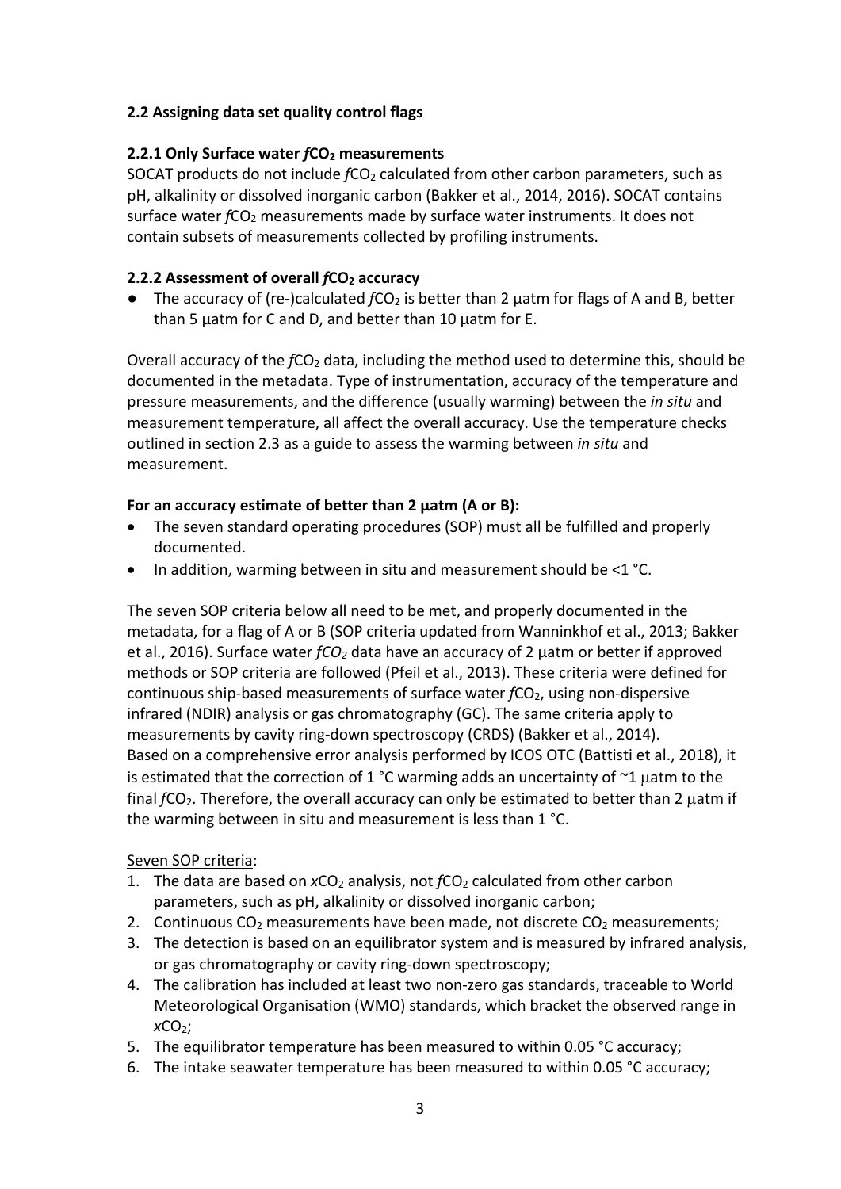### 2.2 Assigning data set quality control flags

#### 2.2.1 Only Surface water $fCO_2$ measurements

SOCAT products do not include $fCO_2$ calculated from other carbon parameters, such as pH, alkalinity or dissolved inorganic carbon (Bakker et al., 2014, 2016). SOCAT contains surface water $fCO_2$ measurements made by surface water instruments. It does not contain subsets of measurements collected by profiling instruments.

#### 2.2.2 Assessment of overall $fCO_2$ accuracy

- The accuracy of (re-)calculated $fCO_2$ is better than 2 µatm for flags of A and B, better than 5 µatm for C and D, and better than 10 µatm for E.

Overall accuracy of the $fCO_2$ data, including the method used to determine this, should be documented in the metadata. Type of instrumentation, accuracy of the temperature and pressure measurements, and the difference (usually warming) between the *in situ* and measurement temperature, all affect the overall accuracy. Use the temperature checks outlined in section 2.3 as a guide to assess the warming between *in situ* and measurement.

**For an accuracy estimate of better than 2 µatm (A or B):**

- The seven standard operating procedures (SOP) must all be fulfilled and properly documented.
- In addition, warming between in situ and measurement should be <1 °C.

The seven SOP criteria below all need to be met, and properly documented in the metadata, for a flag of A or B (SOP criteria updated from Wanninkhof et al., 2013; Bakker et al., 2016). Surface water *$fCO_2$* data have an accuracy of 2 µatm or better if approved methods or SOP criteria are followed (Pfeil et al., 2013). These criteria were defined for continuous ship-based measurements of surface water $fCO_2$, using non-dispersive infrared (NDIR) analysis or gas chromatography (GC). The same criteria apply to measurements by cavity ring-down spectroscopy (CRDS) (Bakker et al., 2014).
Based on a comprehensive error analysis performed by ICOS OTC (Battisti et al., 2018), it is estimated that the correction of 1 °C warming adds an uncertainty of ~1 µatm to the final $fCO_2$. Therefore, the overall accuracy can only be estimated to better than 2 µatm if the warming between in situ and measurement is less than 1 °C.

Seven SOP criteria:

1. The data are based on $xCO_2$ analysis, not $fCO_2$ calculated from other carbon parameters, such as pH, alkalinity or dissolved inorganic carbon;
2. Continuous $CO_2$ measurements have been made, not discrete $CO_2$ measurements;
3. The detection is based on an equilibrator system and is measured by infrared analysis, or gas chromatography or cavity ring-down spectroscopy;
4. The calibration has included at least two non-zero gas standards, traceable to World Meteorological Organisation (WMO) standards, which bracket the observed range in $xCO_2$;
5. The equilibrator temperature has been measured to within 0.05 °C accuracy;
6. The intake seawater temperature has been measured to within 0.05 °C accuracy;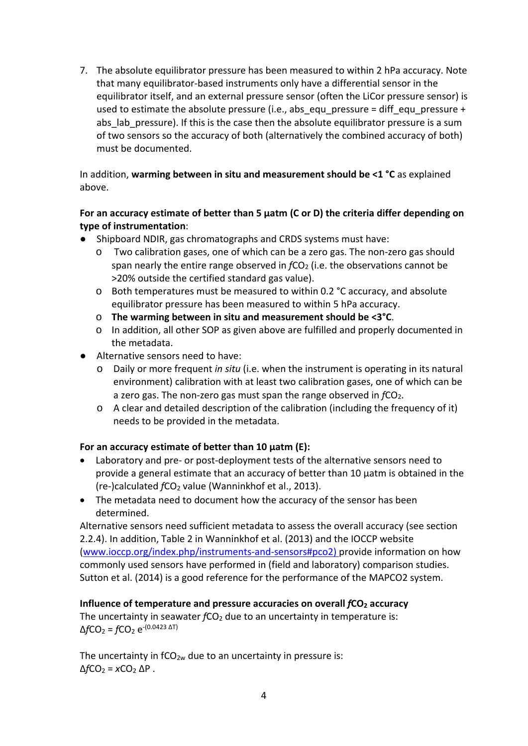7. The absolute equilibrator pressure has been measured to within 2 hPa accuracy. Note that many equilibrator-based instruments only have a differential sensor in the equilibrator itself, and an external pressure sensor (often the LiCor pressure sensor) is used to estimate the absolute pressure (i.e., abs_equ_pressure = diff_equ_pressure + abs_lab_pressure). If this is the case then the absolute equilibrator pressure is a sum of two sensors so the accuracy of both (alternatively the combined accuracy of both) must be documented.

In addition, **warming between in situ and measurement should be <1 °C** as explained above.

**For an accuracy estimate of better than 5 µatm (C or D) the criteria differ depending on type of instrumentation**:

- Shipboard NDIR, gas chromatographs and CRDS systems must have:
  - Two calibration gases, one of which can be a zero gas. The non-zero gas should span nearly the entire range observed in $fCO_2$ (i.e. the observations cannot be >20% outside the certified standard gas value).
  - Both temperatures must be measured to within 0.2 °C accuracy, and absolute equilibrator pressure has been measured to within 5 hPa accuracy.
  - **The warming between in situ and measurement should be <3°C**.
  - In addition, all other SOP as given above are fulfilled and properly documented in the metadata.
- Alternative sensors need to have:
  - Daily or more frequent *in situ* (i.e. when the instrument is operating in its natural environment) calibration with at least two calibration gases, one of which can be a zero gas. The non-zero gas must span the range observed in $fCO_2$.
  - A clear and detailed description of the calibration (including the frequency of it) needs to be provided in the metadata.

**For an accuracy estimate of better than 10 µatm (E):**

- Laboratory and pre- or post-deployment tests of the alternative sensors need to provide a general estimate that an accuracy of better than 10 µatm is obtained in the (re-)calculated $fCO_2$ value (Wanninkhof et al., 2013).
- The metadata need to document how the accuracy of the sensor has been determined.

Alternative sensors need sufficient metadata to assess the overall accuracy (see section 2.2.4). In addition, Table 2 in Wanninkhof et al. (2013) and the IOCCP website (www.ioccp.org/index.php/instruments-and-sensors#pco2) provide information on how commonly used sensors have performed in (field and laboratory) comparison studies. Sutton et al. (2014) is a good reference for the performance of the MAPCO2 system.

**Influence of temperature and pressure accuracies on overall $fCO_2$ accuracy**

The uncertainty in seawater $fCO_2$ due to an uncertainty in temperature is:

$\Delta fCO_2 = fCO_2 \, e^{-(0.0423 \, \Delta T)}$

The uncertainty in $fCO_{2w}$ due to an uncertainty in pressure is:

$\Delta fCO_2 = xCO_2 \, \Delta P$ .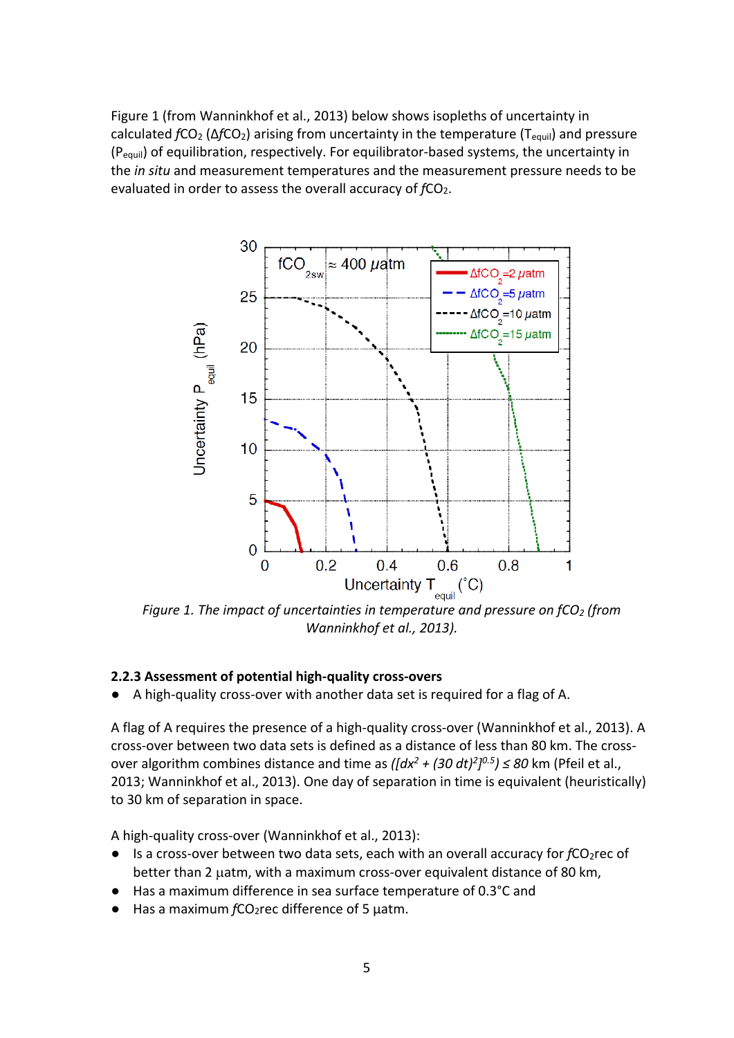Figure 1 (from Wanninkhof et al., 2013) below shows isopleths of uncertainty in calculated $fCO_2$ ($\Delta fCO_2$) arising from uncertainty in the temperature ($T_{equil}$) and pressure ($P_{equil}$) of equilibration, respectively. For equilibrator-based systems, the uncertainty in the *in situ* and measurement temperatures and the measurement pressure needs to be evaluated in order to assess the overall accuracy of $fCO_2$.

*Figure 1. The impact of uncertainties in temperature and pressure on $fCO_2$ (from Wanninkhof et al., 2013).*

### 2.2.3 Assessment of potential high-quality cross-overs

- A high-quality cross-over with another data set is required for a flag of A.

A flag of A requires the presence of a high-quality cross-over (Wanninkhof et al., 2013). A cross-over between two data sets is defined as a distance of less than 80 km. The cross-over algorithm combines distance and time as $([dx^2 + (30\ dt)^2]^{0.5}) \leq 80$ km (Pfeil et al., 2013; Wanninkhof et al., 2013). One day of separation in time is equivalent (heuristically) to 30 km of separation in space.

A high-quality cross-over (Wanninkhof et al., 2013):

- Is a cross-over between two data sets, each with an overall accuracy for $fCO_2rec$ of better than 2 µatm, with a maximum cross-over equivalent distance of 80 km,
- Has a maximum difference in sea surface temperature of 0.3°C and
- Has a maximum $fCO_2rec$ difference of 5 µatm.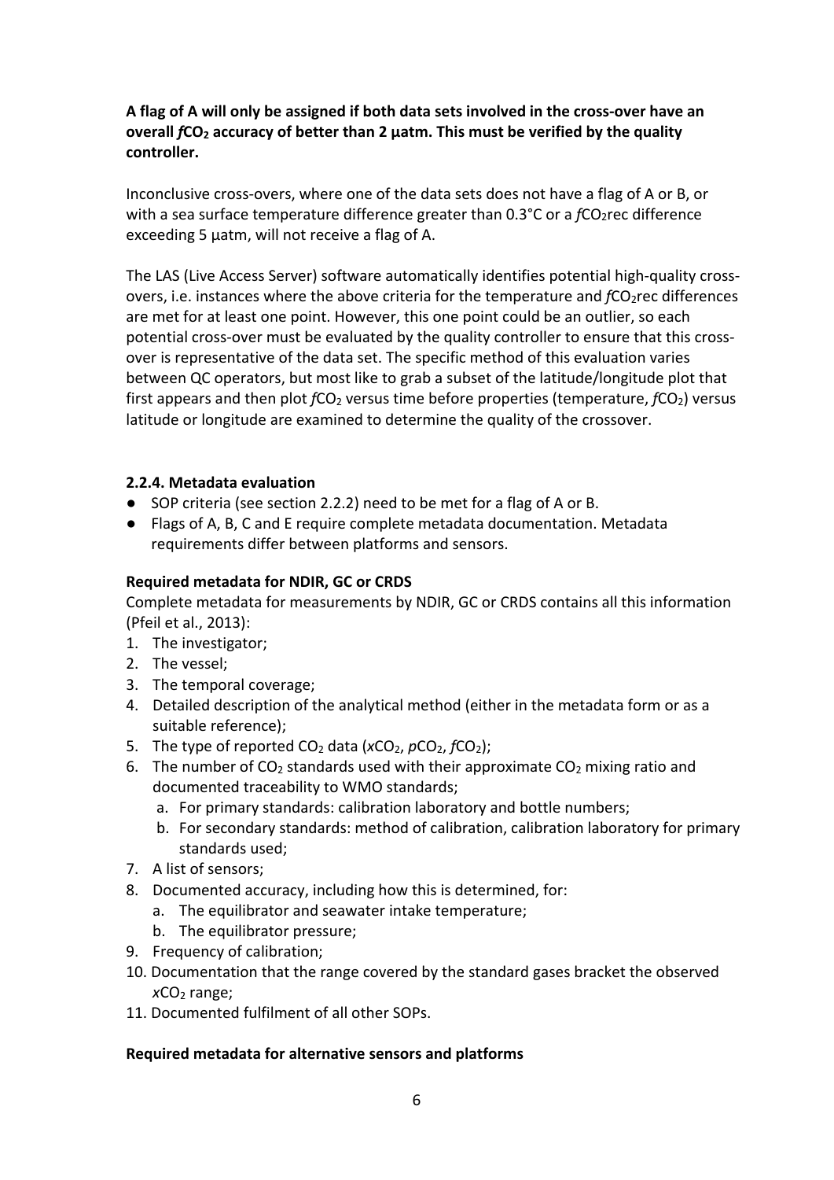**A flag of A will only be assigned if both data sets involved in the cross-over have an overall *f*$CO_2$ accuracy of better than 2 µatm. This must be verified by the quality controller.**

Inconclusive cross-overs, where one of the data sets does not have a flag of A or B, or with a sea surface temperature difference greater than 0.3°C or a *f*$CO_2$rec difference exceeding 5 µatm, will not receive a flag of A.

The LAS (Live Access Server) software automatically identifies potential high-quality cross-overs, i.e. instances where the above criteria for the temperature and *f*$CO_2$rec differences are met for at least one point. However, this one point could be an outlier, so each potential cross-over must be evaluated by the quality controller to ensure that this cross-over is representative of the data set. The specific method of this evaluation varies between QC operators, but most like to grab a subset of the latitude/longitude plot that first appears and then plot *f*$CO_2$ versus time before properties (temperature, *f*$CO_2$) versus latitude or longitude are examined to determine the quality of the crossover.

### 2.2.4. Metadata evaluation

- SOP criteria (see section 2.2.2) need to be met for a flag of A or B.
- Flags of A, B, C and E require complete metadata documentation. Metadata requirements differ between platforms and sensors.

**Required metadata for NDIR, GC or CRDS**

Complete metadata for measurements by NDIR, GC or CRDS contains all this information (Pfeil et al., 2013):

1. The investigator;
2. The vessel;
3. The temporal coverage;
4. Detailed description of the analytical method (either in the metadata form or as a suitable reference);
5. The type of reported $CO_2$ data (*x*$CO_2$, *p*$CO_2$, *f*$CO_2$);
6. The number of $CO_2$ standards used with their approximate $CO_2$ mixing ratio and documented traceability to WMO standards;
   a. For primary standards: calibration laboratory and bottle numbers;
   b. For secondary standards: method of calibration, calibration laboratory for primary standards used;
7. A list of sensors;
8. Documented accuracy, including how this is determined, for:
   a. The equilibrator and seawater intake temperature;
   b. The equilibrator pressure;
9. Frequency of calibration;
10. Documentation that the range covered by the standard gases bracket the observed *x*$CO_2$ range;
11. Documented fulfilment of all other SOPs.

**Required metadata for alternative sensors and platforms**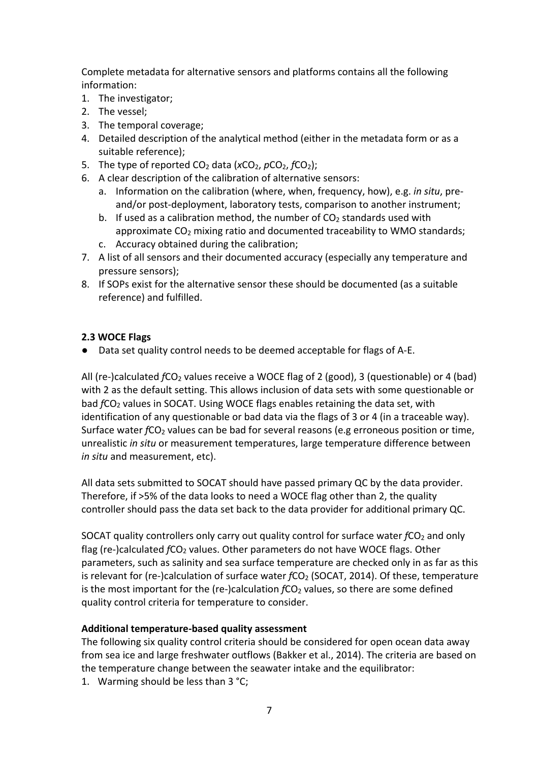Complete metadata for alternative sensors and platforms contains all the following information:

1. The investigator;
2. The vessel;
3. The temporal coverage;
4. Detailed description of the analytical method (either in the metadata form or as a suitable reference);
5. The type of reported $CO_2$ data ($xCO_2$, $pCO_2$, $fCO_2$);
6. A clear description of the calibration of alternative sensors:
   a. Information on the calibration (where, when, frequency, how), e.g. *in situ*, pre- and/or post-deployment, laboratory tests, comparison to another instrument;
   b. If used as a calibration method, the number of $CO_2$ standards used with approximate $CO_2$ mixing ratio and documented traceability to WMO standards;
   c. Accuracy obtained during the calibration;
7. A list of all sensors and their documented accuracy (especially any temperature and pressure sensors);
8. If SOPs exist for the alternative sensor these should be documented (as a suitable reference) and fulfilled.

### 2.3 WOCE Flags

- Data set quality control needs to be deemed acceptable for flags of A-E.

All (re-)calculated $fCO_2$ values receive a WOCE flag of 2 (good), 3 (questionable) or 4 (bad) with 2 as the default setting. This allows inclusion of data sets with some questionable or bad $fCO_2$ values in SOCAT. Using WOCE flags enables retaining the data set, with identification of any questionable or bad data via the flags of 3 or 4 (in a traceable way). Surface water $fCO_2$ values can be bad for several reasons (e.g erroneous position or time, unrealistic *in situ* or measurement temperatures, large temperature difference between *in situ* and measurement, etc).

All data sets submitted to SOCAT should have passed primary QC by the data provider. Therefore, if >5% of the data looks to need a WOCE flag other than 2, the quality controller should pass the data set back to the data provider for additional primary QC.

SOCAT quality controllers only carry out quality control for surface water $fCO_2$ and only flag (re-)calculated $fCO_2$ values. Other parameters do not have WOCE flags. Other parameters, such as salinity and sea surface temperature are checked only in as far as this is relevant for (re-)calculation of surface water $fCO_2$ (SOCAT, 2014). Of these, temperature is the most important for the (re-)calculation $fCO_2$ values, so there are some defined quality control criteria for temperature to consider.

**Additional temperature-based quality assessment**

The following six quality control criteria should be considered for open ocean data away from sea ice and large freshwater outflows (Bakker et al., 2014). The criteria are based on the temperature change between the seawater intake and the equilibrator:

1. Warming should be less than 3 °C;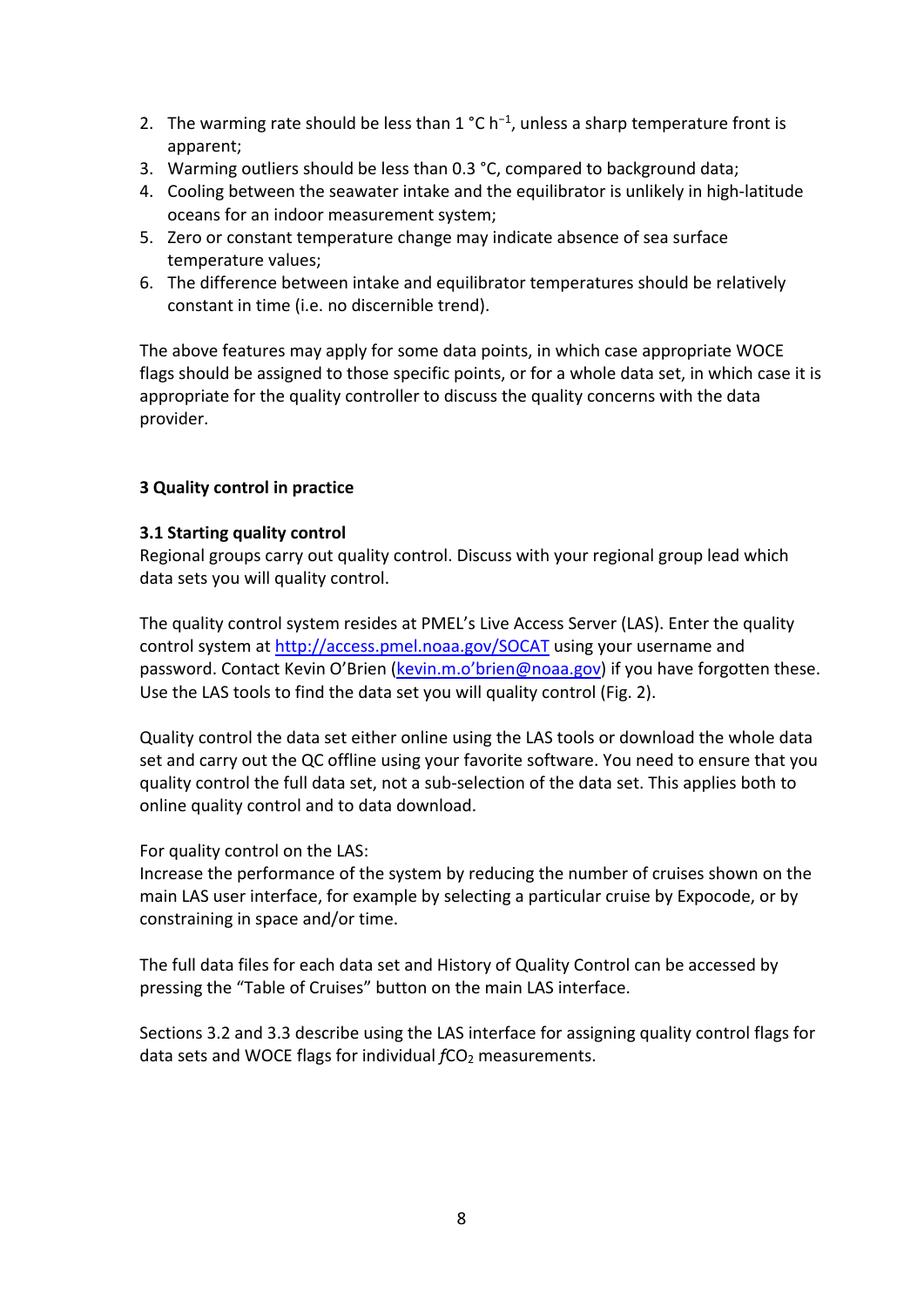2. The warming rate should be less than 1 °C $h^{-1}$, unless a sharp temperature front is apparent;
3. Warming outliers should be less than 0.3 °C, compared to background data;
4. Cooling between the seawater intake and the equilibrator is unlikely in high-latitude oceans for an indoor measurement system;
5. Zero or constant temperature change may indicate absence of sea surface temperature values;
6. The difference between intake and equilibrator temperatures should be relatively constant in time (i.e. no discernible trend).

The above features may apply for some data points, in which case appropriate WOCE flags should be assigned to those specific points, or for a whole data set, in which case it is appropriate for the quality controller to discuss the quality concerns with the data provider.

## 3 Quality control in practice

### 3.1 Starting quality control

Regional groups carry out quality control. Discuss with your regional group lead which data sets you will quality control.

The quality control system resides at PMEL's Live Access Server (LAS). Enter the quality control system at http://access.pmel.noaa.gov/SOCAT using your username and password. Contact Kevin O'Brien (kevin.m.o'brien@noaa.gov) if you have forgotten these. Use the LAS tools to find the data set you will quality control (Fig. 2).

Quality control the data set either online using the LAS tools or download the whole data set and carry out the QC offline using your favorite software. You need to ensure that you quality control the full data set, not a sub-selection of the data set. This applies both to online quality control and to data download.

For quality control on the LAS:
Increase the performance of the system by reducing the number of cruises shown on the main LAS user interface, for example by selecting a particular cruise by Expocode, or by constraining in space and/or time.

The full data files for each data set and History of Quality Control can be accessed by pressing the "Table of Cruises" button on the main LAS interface.

Sections 3.2 and 3.3 describe using the LAS interface for assigning quality control flags for data sets and WOCE flags for individual $f\mathrm{CO_2}$ measurements.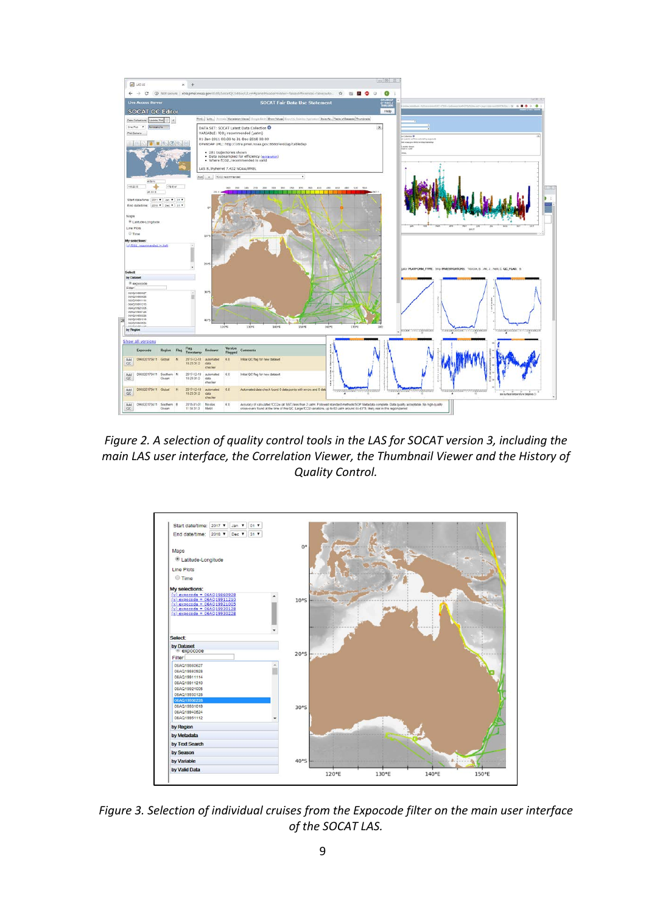*Figure 2. A selection of quality control tools in the LAS for SOCAT version 3, including the main LAS user interface, the Correlation Viewer, the Thumbnail Viewer and the History of Quality Control.*

*Figure 3. Selection of individual cruises from the Expocode filter on the main user interface of the SOCAT LAS.*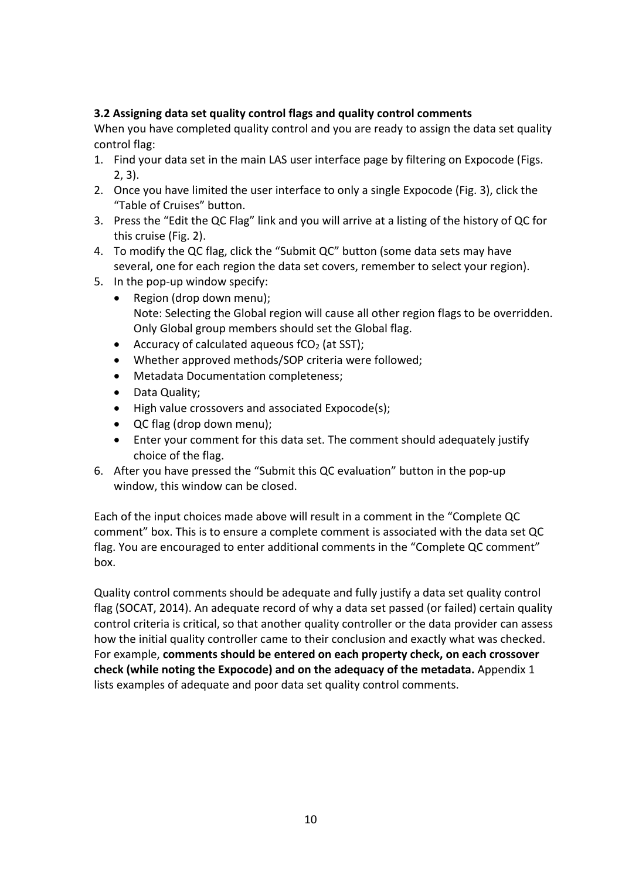### 3.2 Assigning data set quality control flags and quality control comments

When you have completed quality control and you are ready to assign the data set quality control flag:

1. Find your data set in the main LAS user interface page by filtering on Expocode (Figs. 2, 3).
2. Once you have limited the user interface to only a single Expocode (Fig. 3), click the "Table of Cruises" button.
3. Press the "Edit the QC Flag" link and you will arrive at a listing of the history of QC for this cruise (Fig. 2).
4. To modify the QC flag, click the "Submit QC" button (some data sets may have several, one for each region the data set covers, remember to select your region).
5. In the pop-up window specify:
   - Region (drop down menu);
     Note: Selecting the Global region will cause all other region flags to be overridden. Only Global group members should set the Global flag.
   - Accuracy of calculated aqueous $fCO_2$ (at SST);
   - Whether approved methods/SOP criteria were followed;
   - Metadata Documentation completeness;
   - Data Quality;
   - High value crossovers and associated Expocode(s);
   - QC flag (drop down menu);
   - Enter your comment for this data set. The comment should adequately justify choice of the flag.
6. After you have pressed the "Submit this QC evaluation" button in the pop-up window, this window can be closed.

Each of the input choices made above will result in a comment in the "Complete QC comment" box. This is to ensure a complete comment is associated with the data set QC flag. You are encouraged to enter additional comments in the "Complete QC comment" box.

Quality control comments should be adequate and fully justify a data set quality control flag (SOCAT, 2014). An adequate record of why a data set passed (or failed) certain quality control criteria is critical, so that another quality controller or the data provider can assess how the initial quality controller came to their conclusion and exactly what was checked. For example, **comments should be entered on each property check, on each crossover check (while noting the Expocode) and on the adequacy of the metadata.** Appendix 1 lists examples of adequate and poor data set quality control comments.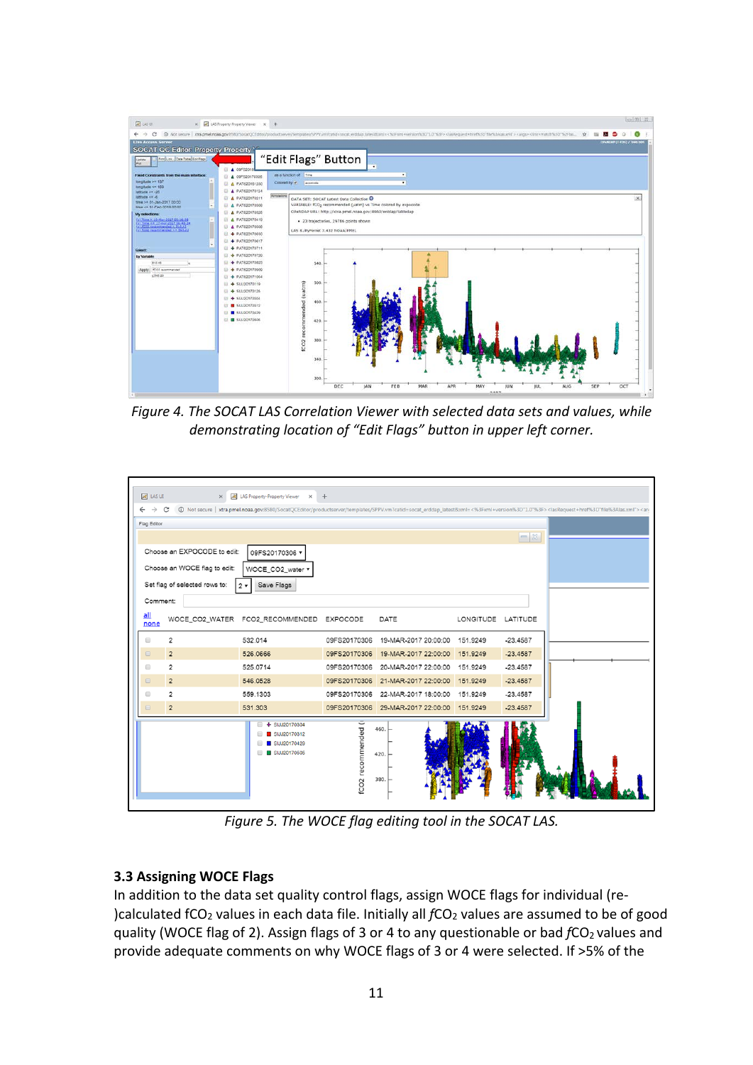Figure 4. The SOCAT LAS Correlation Viewer with selected data sets and values, while demonstrating location of "Edit Flags" button in upper left corner.

Figure 5. The WOCE flag editing tool in the SOCAT LAS.

### 3.3 Assigning WOCE Flags

In addition to the data set quality control flags, assign WOCE flags for individual (re-)calculated $fCO_2$ values in each data file. Initially all $fCO_2$ values are assumed to be of good quality (WOCE flag of 2). Assign flags of 3 or 4 to any questionable or bad $fCO_2$ values and provide adequate comments on why WOCE flags of 3 or 4 were selected. If >5% of the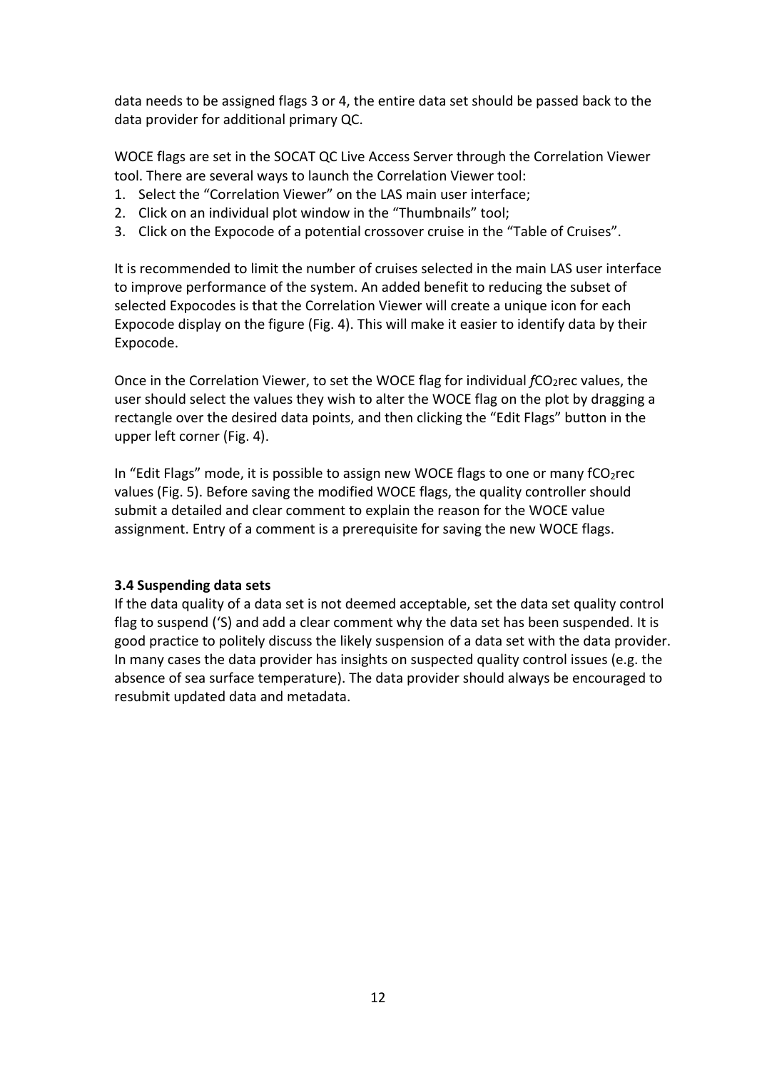data needs to be assigned flags 3 or 4, the entire data set should be passed back to the data provider for additional primary QC.

WOCE flags are set in the SOCAT QC Live Access Server through the Correlation Viewer tool. There are several ways to launch the Correlation Viewer tool:

1. Select the “Correlation Viewer” on the LAS main user interface;
2. Click on an individual plot window in the “Thumbnails” tool;
3. Click on the Expocode of a potential crossover cruise in the “Table of Cruises”.

It is recommended to limit the number of cruises selected in the main LAS user interface to improve performance of the system. An added benefit to reducing the subset of selected Expocodes is that the Correlation Viewer will create a unique icon for each Expocode display on the figure (Fig. 4). This will make it easier to identify data by their Expocode.

Once in the Correlation Viewer, to set the WOCE flag for individual *f*$CO_2$rec values, the user should select the values they wish to alter the WOCE flag on the plot by dragging a rectangle over the desired data points, and then clicking the “Edit Flags” button in the upper left corner (Fig. 4).

In “Edit Flags” mode, it is possible to assign new WOCE flags to one or many f$CO_2$rec values (Fig. 5). Before saving the modified WOCE flags, the quality controller should submit a detailed and clear comment to explain the reason for the WOCE value assignment. Entry of a comment is a prerequisite for saving the new WOCE flags.

**3.4 Suspending data sets**

If the data quality of a data set is not deemed acceptable, set the data set quality control flag to suspend (‘S) and add a clear comment why the data set has been suspended. It is good practice to politely discuss the likely suspension of a data set with the data provider. In many cases the data provider has insights on suspected quality control issues (e.g. the absence of sea surface temperature). The data provider should always be encouraged to resubmit updated data and metadata.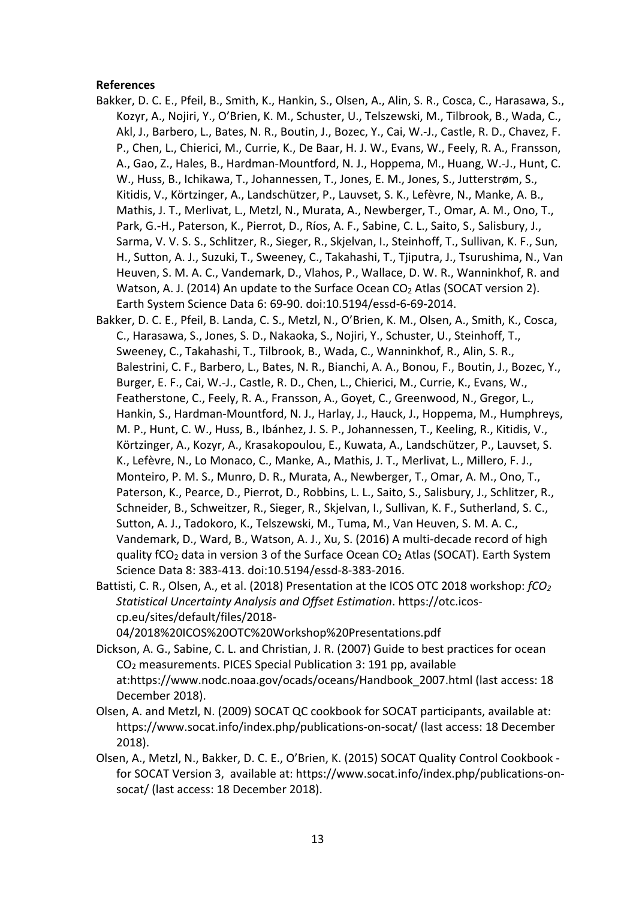**References**

Bakker, D. C. E., Pfeil, B., Smith, K., Hankin, S., Olsen, A., Alin, S. R., Cosca, C., Harasawa, S., Kozyr, A., Nojiri, Y., O'Brien, K. M., Schuster, U., Telszewski, M., Tilbrook, B., Wada, C., Akl, J., Barbero, L., Bates, N. R., Boutin, J., Bozec, Y., Cai, W.-J., Castle, R. D., Chavez, F. P., Chen, L., Chierici, M., Currie, K., De Baar, H. J. W., Evans, W., Feely, R. A., Fransson, A., Gao, Z., Hales, B., Hardman-Mountford, N. J., Hoppema, M., Huang, W.-J., Hunt, C. W., Huss, B., Ichikawa, T., Johannessen, T., Jones, E. M., Jones, S., Jutterstrøm, S., Kitidis, V., Körtzinger, A., Landschützer, P., Lauvset, S. K., Lefèvre, N., Manke, A. B., Mathis, J. T., Merlivat, L., Metzl, N., Murata, A., Newberger, T., Omar, A. M., Ono, T., Park, G.-H., Paterson, K., Pierrot, D., Ríos, A. F., Sabine, C. L., Saito, S., Salisbury, J., Sarma, V. V. S. S., Schlitzer, R., Sieger, R., Skjelvan, I., Steinhoff, T., Sullivan, K. F., Sun, H., Sutton, A. J., Suzuki, T., Sweeney, C., Takahashi, T., Tjiputra, J., Tsurushima, N., Van Heuven, S. M. A. C., Vandemark, D., Vlahos, P., Wallace, D. W. R., Wanninkhof, R. and Watson, A. J. (2014) An update to the Surface Ocean $CO_2$ Atlas (SOCAT version 2). Earth System Science Data 6: 69-90. doi:10.5194/essd-6-69-2014.

Bakker, D. C. E., Pfeil, B. Landa, C. S., Metzl, N., O'Brien, K. M., Olsen, A., Smith, K., Cosca, C., Harasawa, S., Jones, S. D., Nakaoka, S., Nojiri, Y., Schuster, U., Steinhoff, T., Sweeney, C., Takahashi, T., Tilbrook, B., Wada, C., Wanninkhof, R., Alin, S. R., Balestrini, C. F., Barbero, L., Bates, N. R., Bianchi, A. A., Bonou, F., Boutin, J., Bozec, Y., Burger, E. F., Cai, W.-J., Castle, R. D., Chen, L., Chierici, M., Currie, K., Evans, W., Featherstone, C., Feely, R. A., Fransson, A., Goyet, C., Greenwood, N., Gregor, L., Hankin, S., Hardman-Mountford, N. J., Harlay, J., Hauck, J., Hoppema, M., Humphreys, M. P., Hunt, C. W., Huss, B., Ibánhez, J. S. P., Johannessen, T., Keeling, R., Kitidis, V., Körtzinger, A., Kozyr, A., Krasakopoulou, E., Kuwata, A., Landschützer, P., Lauvset, S. K., Lefèvre, N., Lo Monaco, C., Manke, A., Mathis, J. T., Merlivat, L., Millero, F. J., Monteiro, P. M. S., Munro, D. R., Murata, A., Newberger, T., Omar, A. M., Ono, T., Paterson, K., Pearce, D., Pierrot, D., Robbins, L. L., Saito, S., Salisbury, J., Schlitzer, R., Schneider, B., Schweitzer, R., Sieger, R., Skjelvan, I., Sullivan, K. F., Sutherland, S. C., Sutton, A. J., Tadokoro, K., Telszewski, M., Tuma, M., Van Heuven, S. M. A. C., Vandemark, D., Ward, B., Watson, A. J., Xu, S. (2016) A multi-decade record of high quality $fCO_2$ data in version 3 of the Surface Ocean $CO_2$ Atlas (SOCAT). Earth System Science Data 8: 383-413. doi:10.5194/essd-8-383-2016.

Battisti, C. R., Olsen, A., et al. (2018) Presentation at the ICOS OTC 2018 workshop: *$fCO_2$ Statistical Uncertainty Analysis and Offset Estimation*. https://otc.icos-cp.eu/sites/default/files/2018-04/2018%20ICOS%20OTC%20Workshop%20Presentations.pdf

Dickson, A. G., Sabine, C. L. and Christian, J. R. (2007) Guide to best practices for ocean $CO_2$ measurements. PICES Special Publication 3: 191 pp, available at:https://www.nodc.noaa.gov/ocads/oceans/Handbook_2007.html (last access: 18 December 2018).

Olsen, A. and Metzl, N. (2009) SOCAT QC cookbook for SOCAT participants, available at: https://www.socat.info/index.php/publications-on-socat/ (last access: 18 December 2018).

Olsen, A., Metzl, N., Bakker, D. C. E., O'Brien, K. (2015) SOCAT Quality Control Cookbook - for SOCAT Version 3, available at: https://www.socat.info/index.php/publications-on-socat/ (last access: 18 December 2018).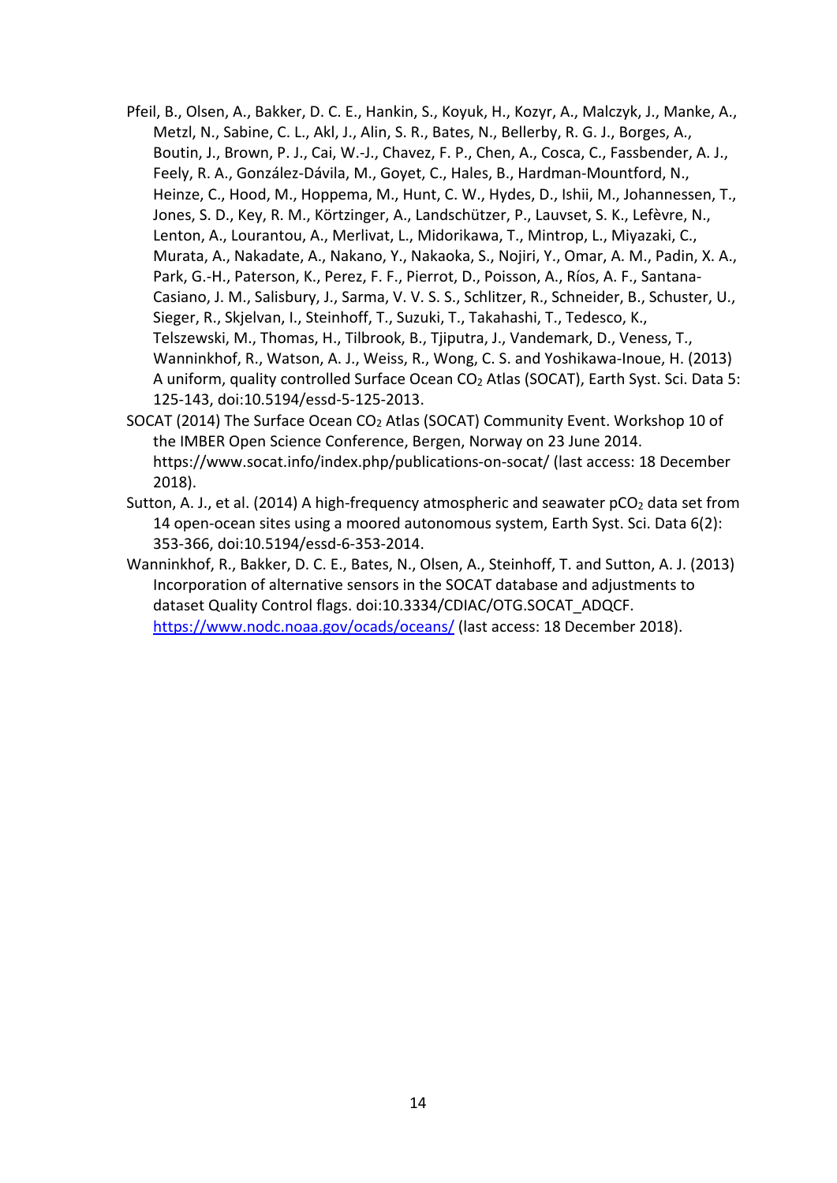Pfeil, B., Olsen, A., Bakker, D. C. E., Hankin, S., Koyuk, H., Kozyr, A., Malczyk, J., Manke, A., Metzl, N., Sabine, C. L., Akl, J., Alin, S. R., Bates, N., Bellerby, R. G. J., Borges, A., Boutin, J., Brown, P. J., Cai, W.-J., Chavez, F. P., Chen, A., Cosca, C., Fassbender, A. J., Feely, R. A., González-Dávila, M., Goyet, C., Hales, B., Hardman-Mountford, N., Heinze, C., Hood, M., Hoppema, M., Hunt, C. W., Hydes, D., Ishii, M., Johannessen, T., Jones, S. D., Key, R. M., Körtzinger, A., Landschützer, P., Lauvset, S. K., Lefèvre, N., Lenton, A., Lourantou, A., Merlivat, L., Midorikawa, T., Mintrop, L., Miyazaki, C., Murata, A., Nakadate, A., Nakano, Y., Nakaoka, S., Nojiri, Y., Omar, A. M., Padin, X. A., Park, G.-H., Paterson, K., Perez, F. F., Pierrot, D., Poisson, A., Ríos, A. F., Santana-Casiano, J. M., Salisbury, J., Sarma, V. V. S. S., Schlitzer, R., Schneider, B., Schuster, U., Sieger, R., Skjelvan, I., Steinhoff, T., Suzuki, T., Takahashi, T., Tedesco, K., Telszewski, M., Thomas, H., Tilbrook, B., Tjiputra, J., Vandemark, D., Veness, T., Wanninkhof, R., Watson, A. J., Weiss, R., Wong, C. S. and Yoshikawa-Inoue, H. (2013) A uniform, quality controlled Surface Ocean $CO_2$ Atlas (SOCAT), Earth Syst. Sci. Data 5: 125-143, doi:10.5194/essd-5-125-2013.

SOCAT (2014) The Surface Ocean $CO_2$ Atlas (SOCAT) Community Event. Workshop 10 of the IMBER Open Science Conference, Bergen, Norway on 23 June 2014. https://www.socat.info/index.php/publications-on-socat/ (last access: 18 December 2018).

Sutton, A. J., et al. (2014) A high-frequency atmospheric and seawater $pCO_2$ data set from 14 open-ocean sites using a moored autonomous system, Earth Syst. Sci. Data 6(2): 353-366, doi:10.5194/essd-6-353-2014.

Wanninkhof, R., Bakker, D. C. E., Bates, N., Olsen, A., Steinhoff, T. and Sutton, A. J. (2013) Incorporation of alternative sensors in the SOCAT database and adjustments to dataset Quality Control flags. doi:10.3334/CDIAC/OTG.SOCAT_ADQCF. https://www.nodc.noaa.gov/ocads/oceans/ (last access: 18 December 2018).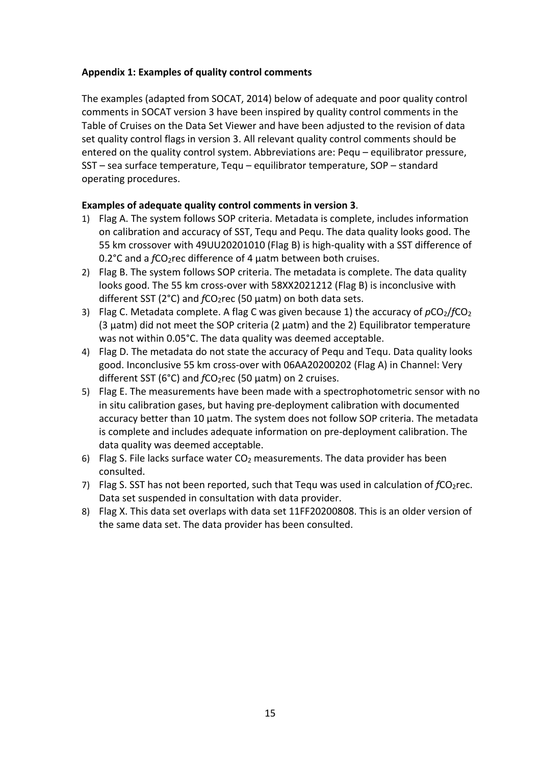**Appendix 1: Examples of quality control comments**

The examples (adapted from SOCAT, 2014) below of adequate and poor quality control comments in SOCAT version 3 have been inspired by quality control comments in the Table of Cruises on the Data Set Viewer and have been adjusted to the revision of data set quality control flags in version 3. All relevant quality control comments should be entered on the quality control system. Abbreviations are: Pequ – equilibrator pressure, SST – sea surface temperature, Tequ – equilibrator temperature, SOP – standard operating procedures.

**Examples of adequate quality control comments in version 3**.

1) Flag A. The system follows SOP criteria. Metadata is complete, includes information on calibration and accuracy of SST, Tequ and Pequ. The data quality looks good. The 55 km crossover with 49UU20201010 (Flag B) is high-quality with a SST difference of 0.2°C and a $fCO_2$rec difference of 4 µatm between both cruises.
2) Flag B. The system follows SOP criteria. The metadata is complete. The data quality looks good. The 55 km cross-over with 58XX2021212 (Flag B) is inconclusive with different SST (2°C) and $fCO_2$rec (50 µatm) on both data sets.
3) Flag C. Metadata complete. A flag C was given because 1) the accuracy of $pCO_2$/$fCO_2$ (3 µatm) did not meet the SOP criteria (2 µatm) and the 2) Equilibrator temperature was not within 0.05°C. The data quality was deemed acceptable.
4) Flag D. The metadata do not state the accuracy of Pequ and Tequ. Data quality looks good. Inconclusive 55 km cross-over with 06AA20200202 (Flag A) in Channel: Very different SST (6°C) and $fCO_2$rec (50 µatm) on 2 cruises.
5) Flag E. The measurements have been made with a spectrophotometric sensor with no in situ calibration gases, but having pre-deployment calibration with documented accuracy better than 10 µatm. The system does not follow SOP criteria. The metadata is complete and includes adequate information on pre-deployment calibration. The data quality was deemed acceptable.
6) Flag S. File lacks surface water $CO_2$ measurements. The data provider has been consulted.
7) Flag S. SST has not been reported, such that Tequ was used in calculation of $fCO_2$rec. Data set suspended in consultation with data provider.
8) Flag X. This data set overlaps with data set 11FF20200808. This is an older version of the same data set. The data provider has been consulted.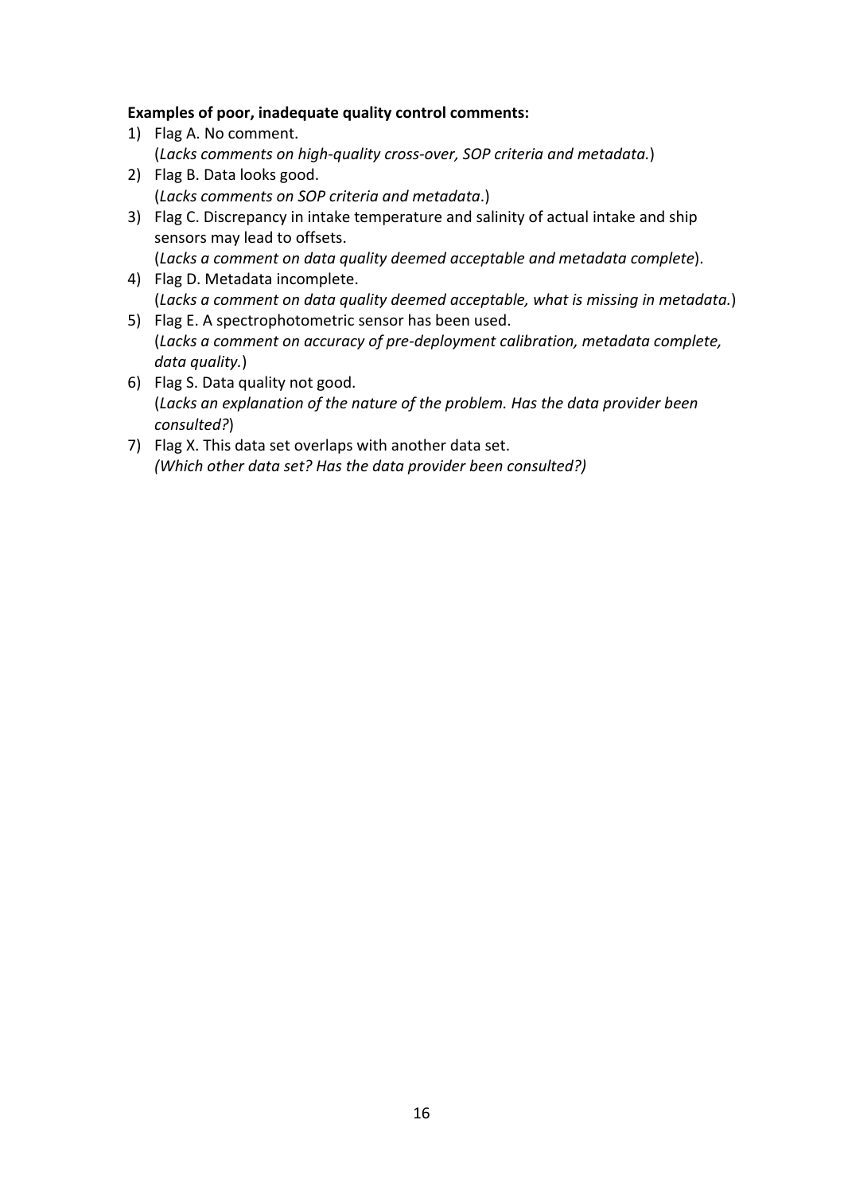**Examples of poor, inadequate quality control comments:**

1) Flag A. No comment.
   (*Lacks comments on high-quality cross-over, SOP criteria and metadata.*)
2) Flag B. Data looks good.
   (*Lacks comments on SOP criteria and metadata*.)
3) Flag C. Discrepancy in intake temperature and salinity of actual intake and ship sensors may lead to offsets.
   (*Lacks a comment on data quality deemed acceptable and metadata complete*).
4) Flag D. Metadata incomplete.
   (*Lacks a comment on data quality deemed acceptable, what is missing in metadata.*)
5) Flag E. A spectrophotometric sensor has been used.
   (*Lacks a comment on accuracy of pre-deployment calibration, metadata complete, data quality.*)
6) Flag S. Data quality not good.
   (*Lacks an explanation of the nature of the problem. Has the data provider been consulted?*)
7) Flag X. This data set overlaps with another data set.
   *(Which other data set? Has the data provider been consulted?)*